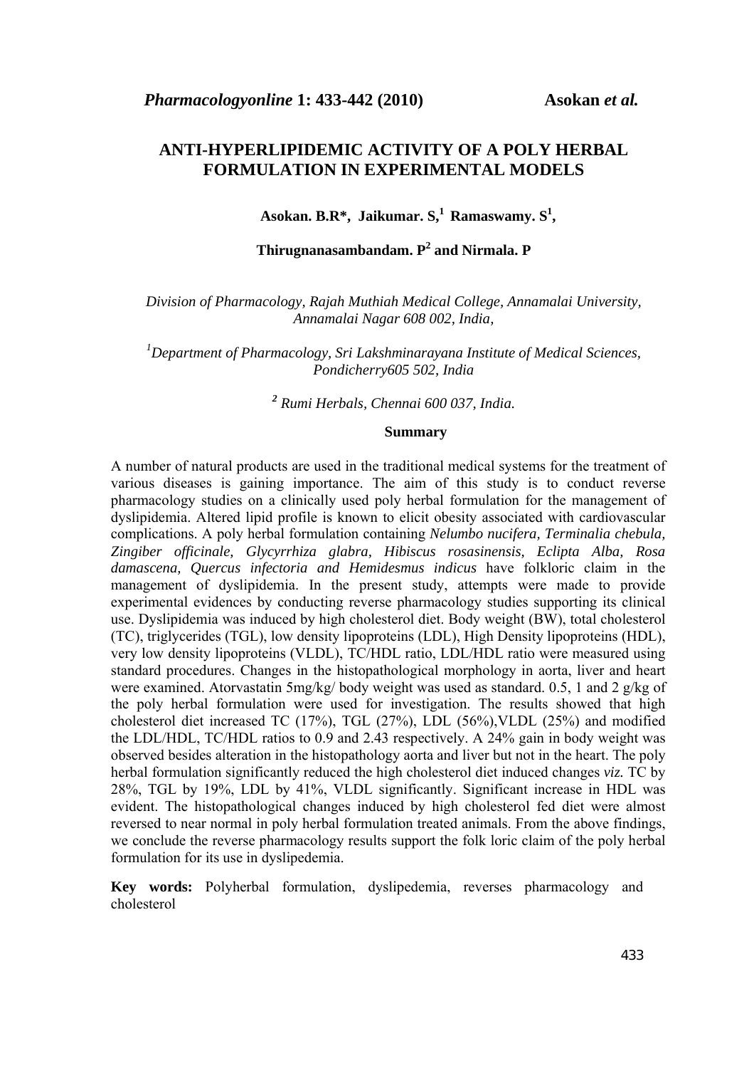# ANTI-HYPERLIPIDEMIC ACTIVITY OF A POLY HERBAL FORMULATION IN EXPERIMENTAL MODELS

**Asokan. B.R\*, Jaikumar. S,[1] Ramaswamy. S[1], Thirugnanasambandam. P[2] and Nirmala. P**

*Division of Pharmacology, Rajah Muthiah Medical College, Annamalai University, Annamalai Nagar 608 002, India,*

*[1]Department of Pharmacology, Sri Lakshminarayana Institute of Medical Sciences, Pondicherry605 502, India*

*[2] Rumi Herbals, Chennai 600 037, India.*

## Summary

A number of natural products are used in the traditional medical systems for the treatment of various diseases is gaining importance. The aim of this study is to conduct reverse pharmacology studies on a clinically used poly herbal formulation for the management of dyslipidemia. Altered lipid profile is known to elicit obesity associated with cardiovascular complications. A poly herbal formulation containing *Nelumbo nucifera, Terminalia chebula, Zingiber officinale, Glycyrrhiza glabra, Hibiscus rosasinensis, Eclipta Alba, Rosa damascena, Quercus infectoria and Hemidesmus indicus* have folkloric claim in the management of dyslipidemia. In the present study, attempts were made to provide experimental evidences by conducting reverse pharmacology studies supporting its clinical use. Dyslipidemia was induced by high cholesterol diet. Body weight (BW), total cholesterol (TC), triglycerides (TGL), low density lipoproteins (LDL), High Density lipoproteins (HDL), very low density lipoproteins (VLDL), TC/HDL ratio, LDL/HDL ratio were measured using standard procedures. Changes in the histopathological morphology in aorta, liver and heart were examined. Atorvastatin 5mg/kg/ body weight was used as standard. 0.5, 1 and 2 g/kg of the poly herbal formulation were used for investigation. The results showed that high cholesterol diet increased TC (17%), TGL (27%), LDL (56%),VLDL (25%) and modified the LDL/HDL, TC/HDL ratios to 0.9 and 2.43 respectively. A 24% gain in body weight was observed besides alteration in the histopathology aorta and liver but not in the heart. The poly herbal formulation significantly reduced the high cholesterol diet induced changes *viz.* TC by 28%, TGL by 19%, LDL by 41%, VLDL significantly. Significant increase in HDL was evident. The histopathological changes induced by high cholesterol fed diet were almost reversed to near normal in poly herbal formulation treated animals. From the above findings, we conclude the reverse pharmacology results support the folk loric claim of the poly herbal formulation for its use in dyslipedemia.

**Key words:** Polyherbal formulation, dyslipedemia, reverses pharmacology and cholesterol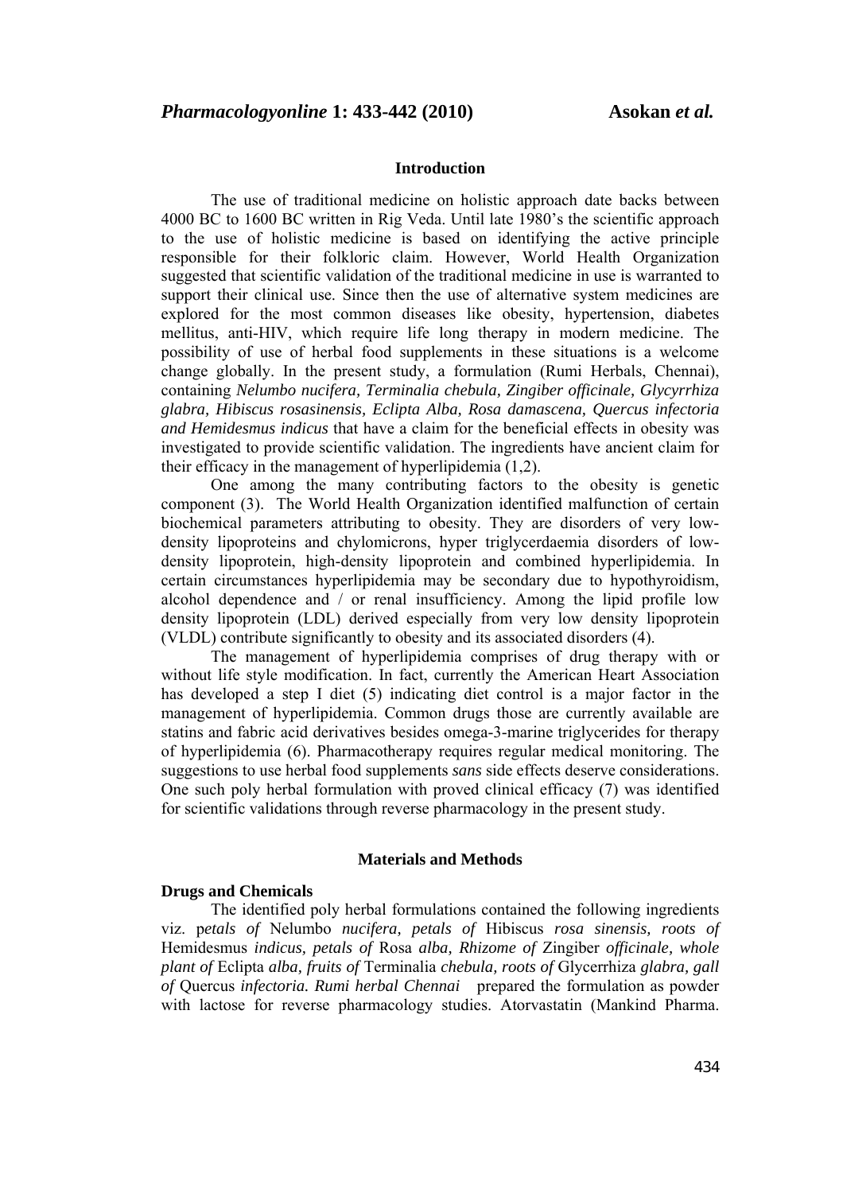## Introduction

The use of traditional medicine on holistic approach date backs between 4000 BC to 1600 BC written in Rig Veda. Until late 1980's the scientific approach to the use of holistic medicine is based on identifying the active principle responsible for their folkloric claim. However, World Health Organization suggested that scientific validation of the traditional medicine in use is warranted to support their clinical use. Since then the use of alternative system medicines are explored for the most common diseases like obesity, hypertension, diabetes mellitus, anti-HIV, which require life long therapy in modern medicine. The possibility of use of herbal food supplements in these situations is a welcome change globally. In the present study, a formulation (Rumi Herbals, Chennai), containing *Nelumbo nucifera, Terminalia chebula, Zingiber officinale, Glycyrrhiza glabra, Hibiscus rosasinensis, Eclipta Alba, Rosa damascena, Quercus infectoria and Hemidesmus indicus* that have a claim for the beneficial effects in obesity was investigated to provide scientific validation. The ingredients have ancient claim for their efficacy in the management of hyperlipidemia (1,2).

One among the many contributing factors to the obesity is genetic component (3). The World Health Organization identified malfunction of certain biochemical parameters attributing to obesity. They are disorders of very low-density lipoproteins and chylomicrons, hyper triglycerdaemia disorders of low-density lipoprotein, high-density lipoprotein and combined hyperlipidemia. In certain circumstances hyperlipidemia may be secondary due to hypothyroidism, alcohol dependence and / or renal insufficiency. Among the lipid profile low density lipoprotein (LDL) derived especially from very low density lipoprotein (VLDL) contribute significantly to obesity and its associated disorders (4).

The management of hyperlipidemia comprises of drug therapy with or without life style modification. In fact, currently the American Heart Association has developed a step I diet (5) indicating diet control is a major factor in the management of hyperlipidemia. Common drugs those are currently available are statins and fabric acid derivatives besides omega-3-marine triglycerides for therapy of hyperlipidemia (6). Pharmacotherapy requires regular medical monitoring. The suggestions to use herbal food supplements *sans* side effects deserve considerations. One such poly herbal formulation with proved clinical efficacy (7) was identified for scientific validations through reverse pharmacology in the present study.

## Materials and Methods

### Drugs and Chemicals

The identified poly herbal formulations contained the following ingredients viz. *petals of* Nelumbo *nucifera, petals of* Hibiscus *rosa sinensis, roots of* Hemidesmus *indicus, petals of* Rosa *alba, Rhizome of* Zingiber *officinale, whole plant of* Eclipta *alba, fruits of* Terminalia *chebula, roots of* Glycerrhiza *glabra, gall of* Quercus *infectoria. Rumi herbal Chennai* prepared the formulation as powder with lactose for reverse pharmacology studies. Atorvastatin (Mankind Pharma.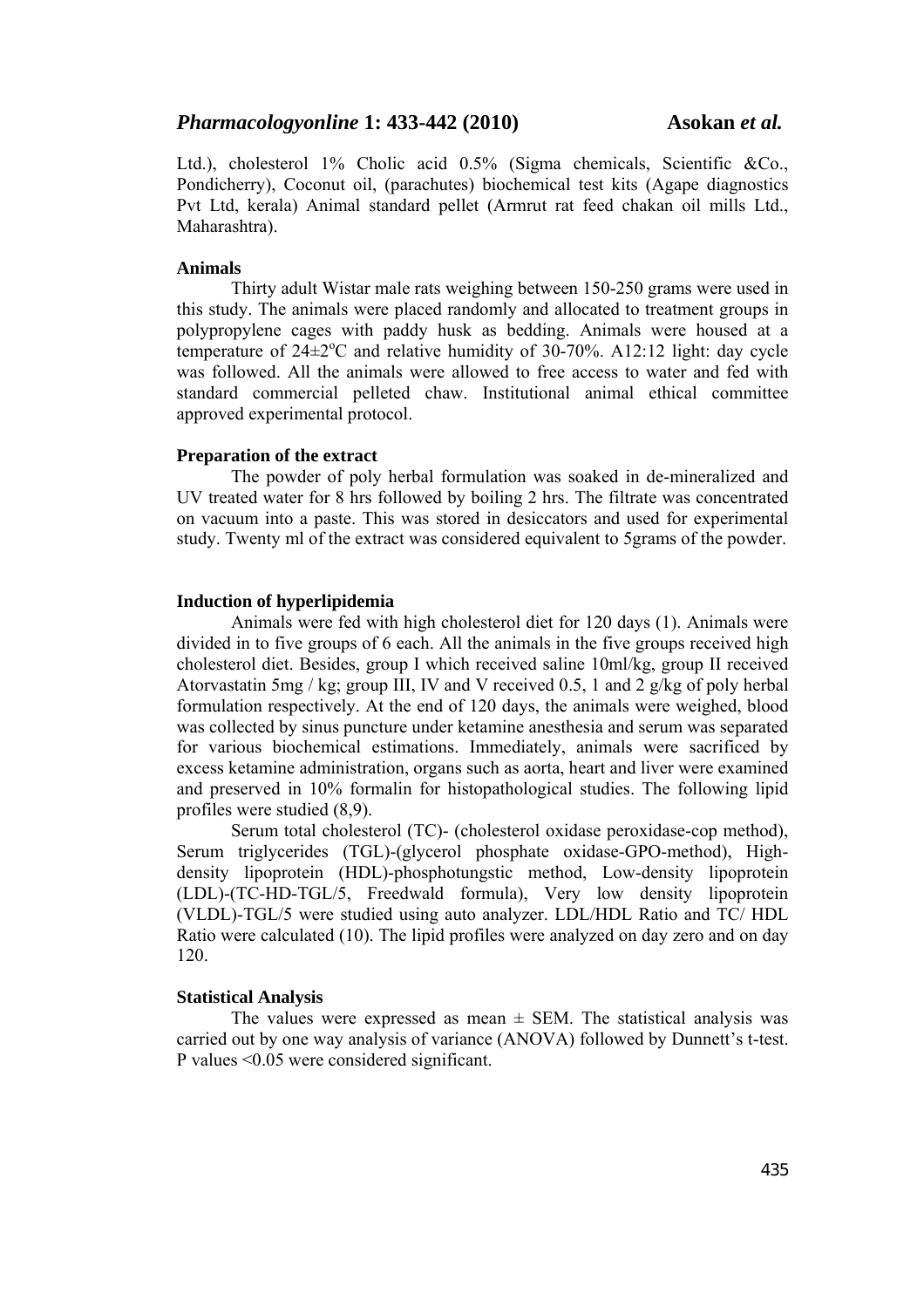Ltd.), cholesterol 1% Cholic acid 0.5% (Sigma chemicals, Scientific &Co., Pondicherry), Coconut oil, (parachutes) biochemical test kits (Agape diagnostics Pvt Ltd, kerala) Animal standard pellet (Armrut rat feed chakan oil mills Ltd., Maharashtra).

**Animals**

Thirty adult Wistar male rats weighing between 150-250 grams were used in this study. The animals were placed randomly and allocated to treatment groups in polypropylene cages with paddy husk as bedding. Animals were housed at a temperature of $24\pm2^{o}$C and relative humidity of 30-70%. A12:12 light: day cycle was followed. All the animals were allowed to free access to water and fed with standard commercial pelleted chaw. Institutional animal ethical committee approved experimental protocol.

**Preparation of the extract**

The powder of poly herbal formulation was soaked in de-mineralized and UV treated water for 8 hrs followed by boiling 2 hrs. The filtrate was concentrated on vacuum into a paste. This was stored in desiccators and used for experimental study. Twenty ml of the extract was considered equivalent to 5grams of the powder.

**Induction of hyperlipidemia**

Animals were fed with high cholesterol diet for 120 days (1). Animals were divided in to five groups of 6 each. All the animals in the five groups received high cholesterol diet. Besides, group I which received saline 10ml/kg, group II received Atorvastatin 5mg / kg; group III, IV and V received 0.5, 1 and 2 g/kg of poly herbal formulation respectively. At the end of 120 days, the animals were weighed, blood was collected by sinus puncture under ketamine anesthesia and serum was separated for various biochemical estimations. Immediately, animals were sacrificed by excess ketamine administration, organs such as aorta, heart and liver were examined and preserved in 10% formalin for histopathological studies. The following lipid profiles were studied (8,9).

Serum total cholesterol (TC)- (cholesterol oxidase peroxidase-cop method), Serum triglycerides (TGL)-(glycerol phosphate oxidase-GPO-method), High-density lipoprotein (HDL)-phosphotungstic method, Low-density lipoprotein (LDL)-(TC-HD-TGL/5, Freedwald formula), Very low density lipoprotein (VLDL)-TGL/5 were studied using auto analyzer. LDL/HDL Ratio and TC/ HDL Ratio were calculated (10). The lipid profiles were analyzed on day zero and on day 120.

**Statistical Analysis**

The values were expressed as mean ± SEM. The statistical analysis was carried out by one way analysis of variance (ANOVA) followed by Dunnett's t-test. P values <0.05 were considered significant.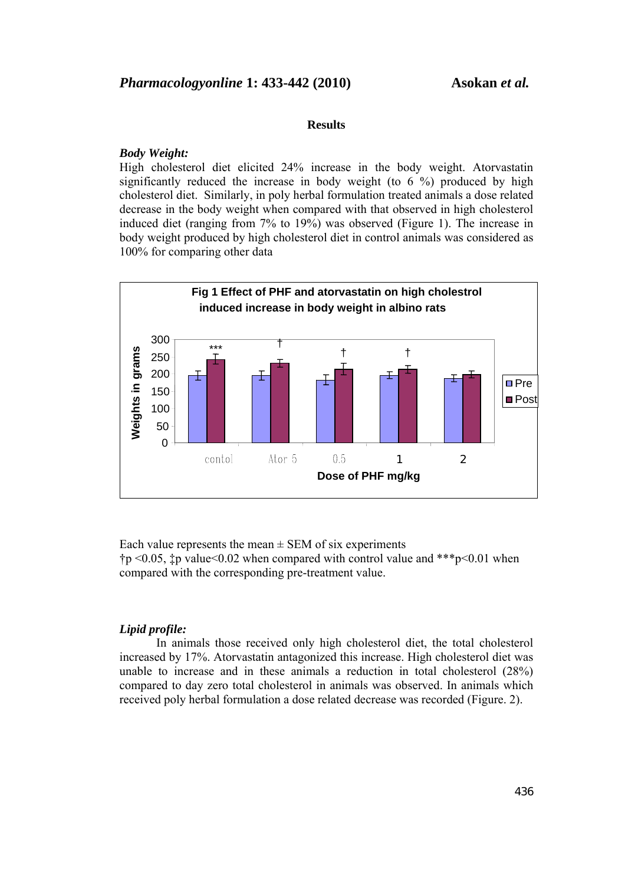## Results

### *Body Weight:*

High cholesterol diet elicited 24% increase in the body weight. Atorvastatin significantly reduced the increase in body weight (to 6 %) produced by high cholesterol diet. Similarly, in poly herbal formulation treated animals a dose related decrease in the body weight when compared with that observed in high cholesterol induced diet (ranging from 7% to 19%) was observed (Figure 1). The increase in body weight produced by high cholesterol diet in control animals was considered as 100% for comparing other data

**Fig 1 Effect of PHF and atorvastatin on high cholestrol induced increase in body weight in albino rats**

Each value represents the mean ± SEM of six experiments

†p <0.05, ‡p value<0.02 when compared with control value and ***p<0.01 when compared with the corresponding pre-treatment value.

### *Lipid profile:*

In animals those received only high cholesterol diet, the total cholesterol increased by 17%. Atorvastatin antagonized this increase. High cholesterol diet was unable to increase and in these animals a reduction in total cholesterol (28%) compared to day zero total cholesterol in animals was observed. In animals which received poly herbal formulation a dose related decrease was recorded (Figure. 2).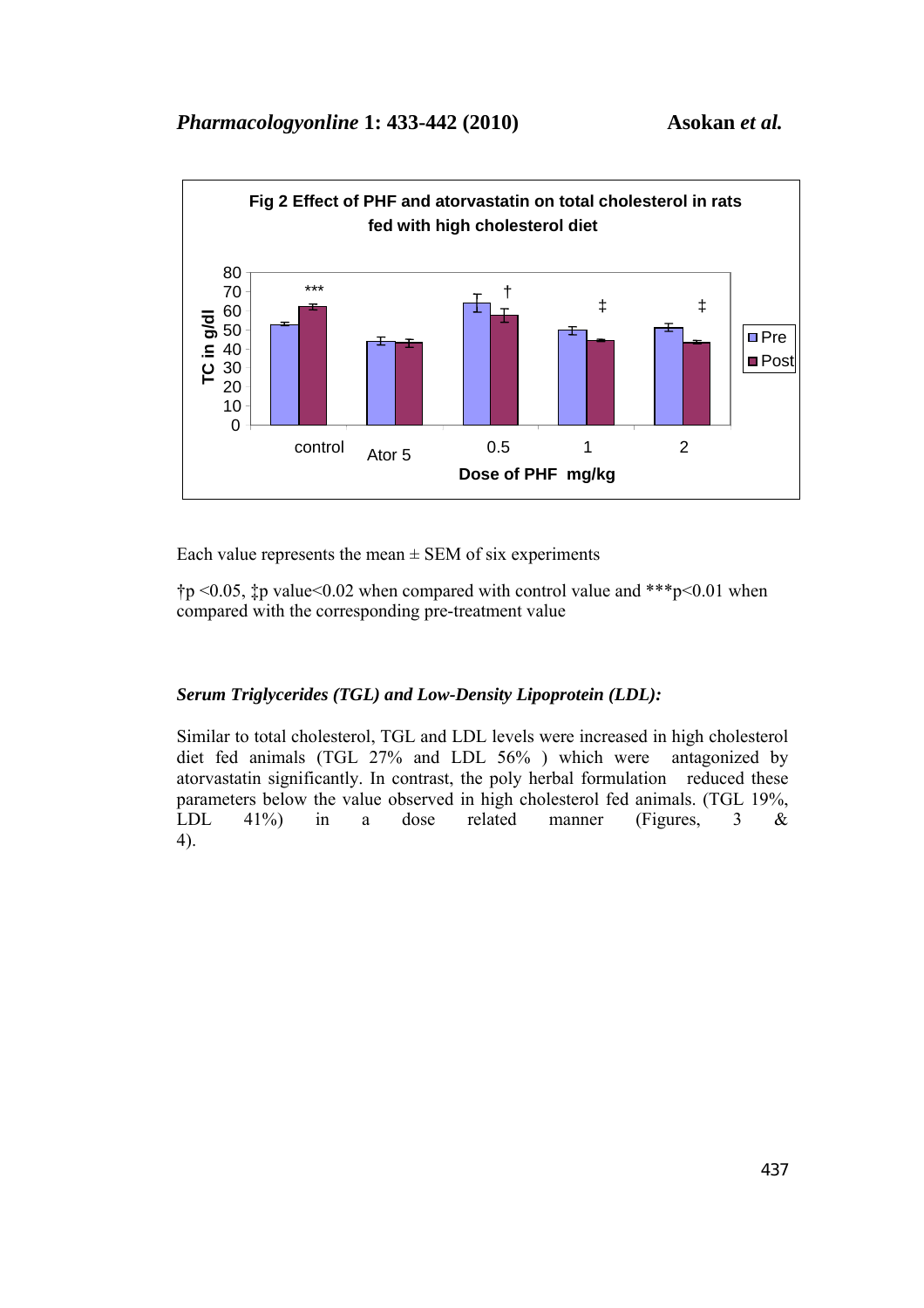Fig 2 Effect of PHF and atorvastatin on total cholesterol in rats fed with high cholesterol diet

Each value represents the mean ± SEM of six experiments

†p <0.05, ‡p value<0.02 when compared with control value and ***p<0.01 when compared with the corresponding pre-treatment value

### *Serum Triglycerides (TGL) and Low-Density Lipoprotein (LDL):*

Similar to total cholesterol, TGL and LDL levels were increased in high cholesterol diet fed animals (TGL 27% and LDL 56% ) which were antagonized by atorvastatin significantly. In contrast, the poly herbal formulation reduced these parameters below the value observed in high cholesterol fed animals. (TGL 19%, LDL 41%) in a dose related manner (Figures, 3 & 4).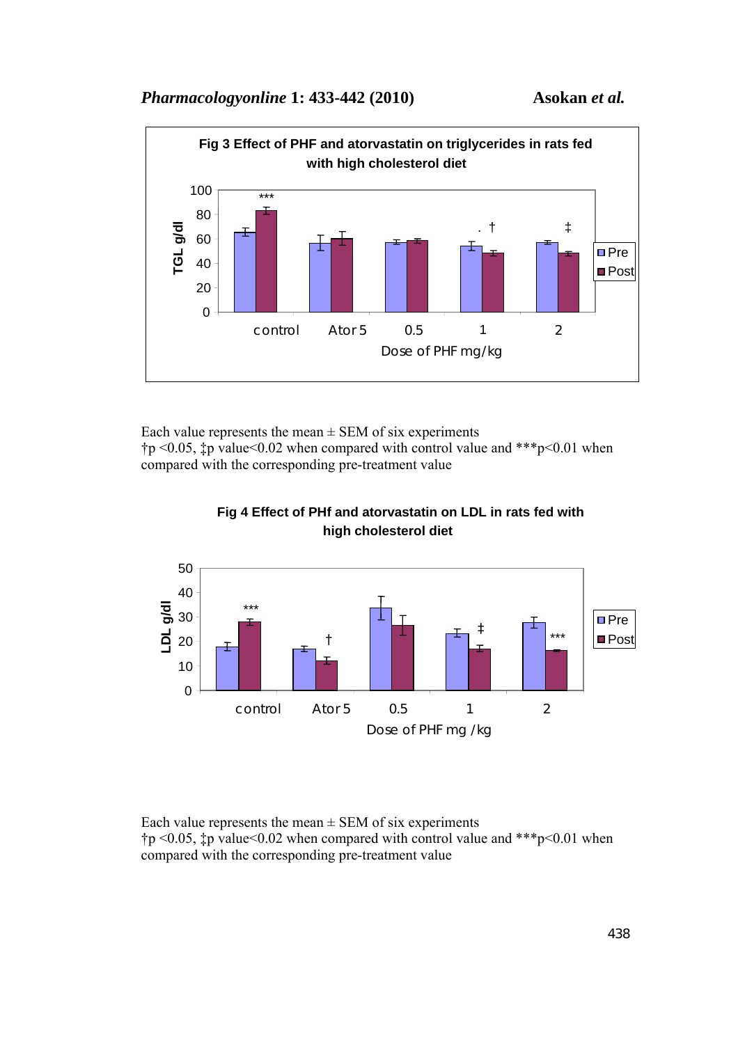**Fig 3 Effect of PHF and atorvastatin on triglycerides in rats fed with high cholesterol diet**

Each value represents the mean ± SEM of six experiments
†p <0.05, ‡p value<0.02 when compared with control value and ***p<0.01 when compared with the corresponding pre-treatment value

**Fig 4 Effect of PHf and atorvastatin on LDL in rats fed with high cholesterol diet**

Each value represents the mean ± SEM of six experiments
†p <0.05, ‡p value<0.02 when compared with control value and ***p<0.01 when compared with the corresponding pre-treatment value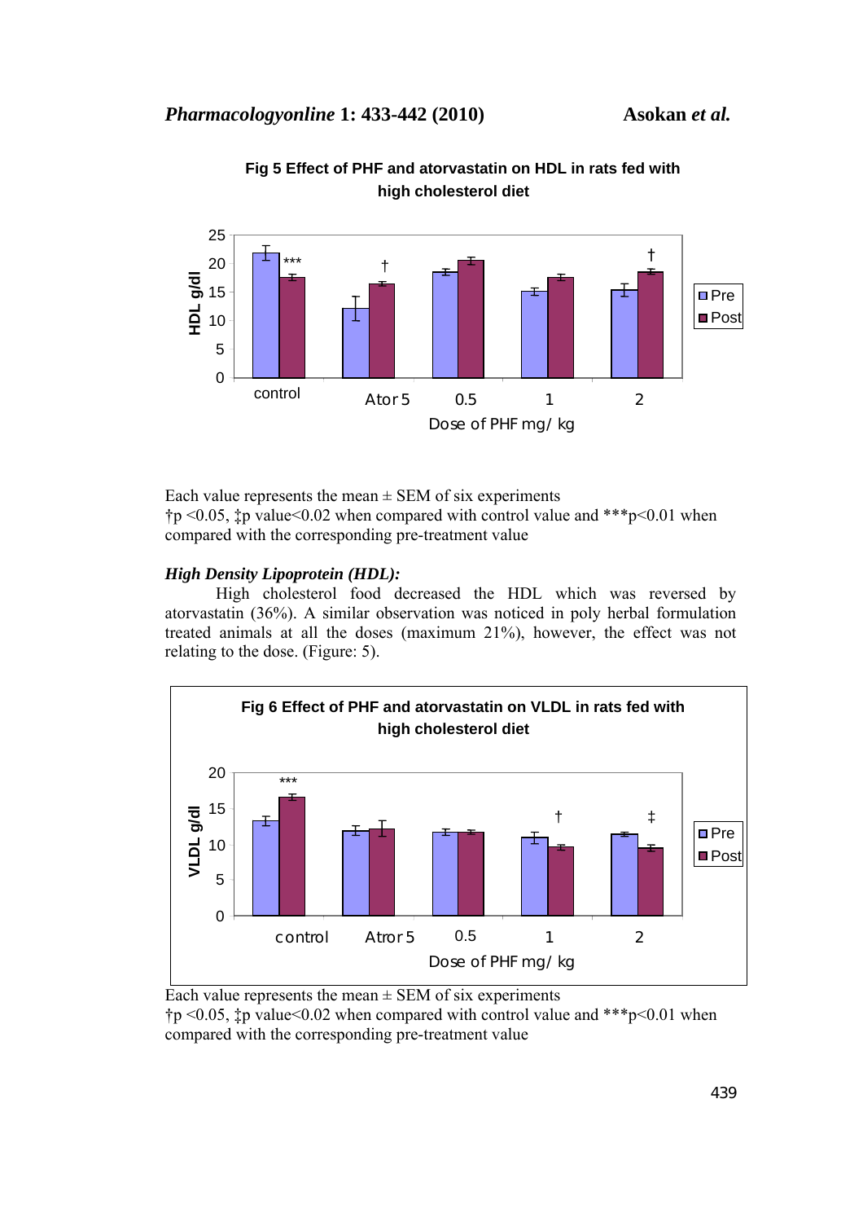**Fig 5 Effect of PHF and atorvastatin on HDL in rats fed with high cholesterol diet**

Each value represents the mean ± SEM of six experiments
†p <0.05, ‡p value<0.02 when compared with control value and ***p<0.01 when compared with the corresponding pre-treatment value

***High Density Lipoprotein (HDL):***

High cholesterol food decreased the HDL which was reversed by atorvastatin (36%). A similar observation was noticed in poly herbal formulation treated animals at all the doses (maximum 21%), however, the effect was not relating to the dose. (Figure: 5).

**Fig 6 Effect of PHF and atorvastatin on VLDL in rats fed with high cholesterol diet**

Each value represents the mean ± SEM of six experiments
†p <0.05, ‡p value<0.02 when compared with control value and ***p<0.01 when compared with the corresponding pre-treatment value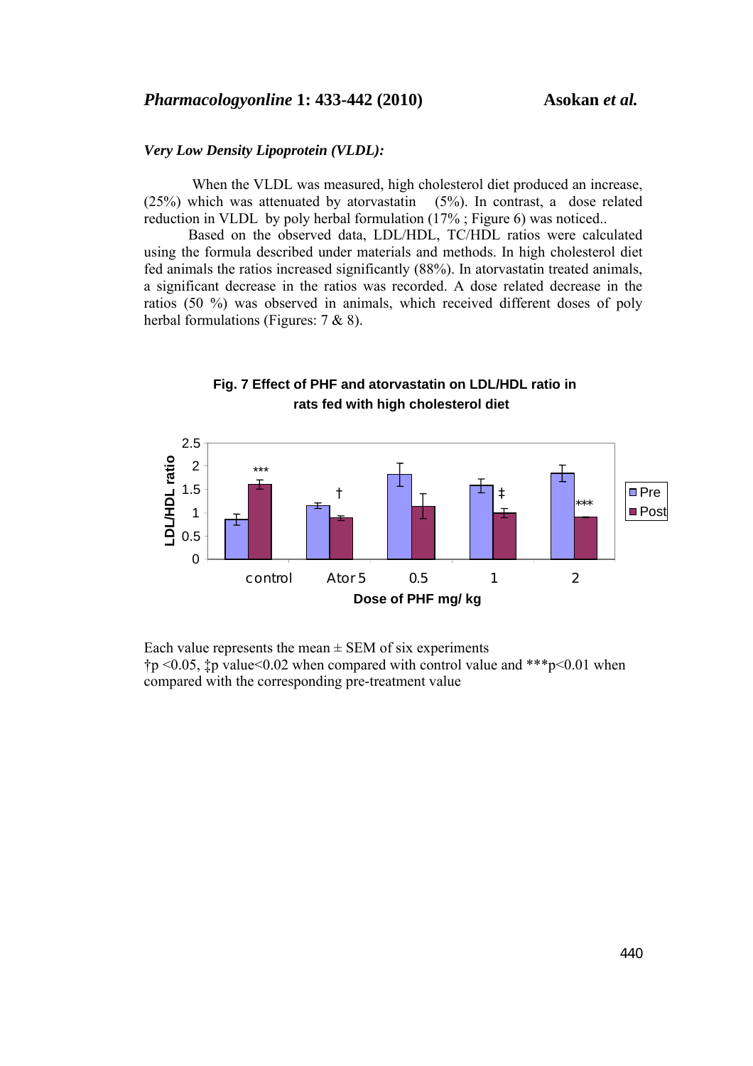### *Very Low Density Lipoprotein (VLDL):*

When the VLDL was measured, high cholesterol diet produced an increase, (25%) which was attenuated by atorvastatin (5%). In contrast, a dose related reduction in VLDL by poly herbal formulation (17% ; Figure 6) was noticed..

Based on the observed data, LDL/HDL, TC/HDL ratios were calculated using the formula described under materials and methods. In high cholesterol diet fed animals the ratios increased significantly (88%). In atorvastatin treated animals, a significant decrease in the ratios was recorded. A dose related decrease in the ratios (50 %) was observed in animals, which received different doses of poly herbal formulations (Figures: 7 & 8).

**Fig. 7 Effect of PHF and atorvastatin on LDL/HDL ratio in rats fed with high cholesterol diet**

Each value represents the mean ± SEM of six experiments
†p <0.05, ‡p value<0.02 when compared with control value and ***p<0.01 when compared with the corresponding pre-treatment value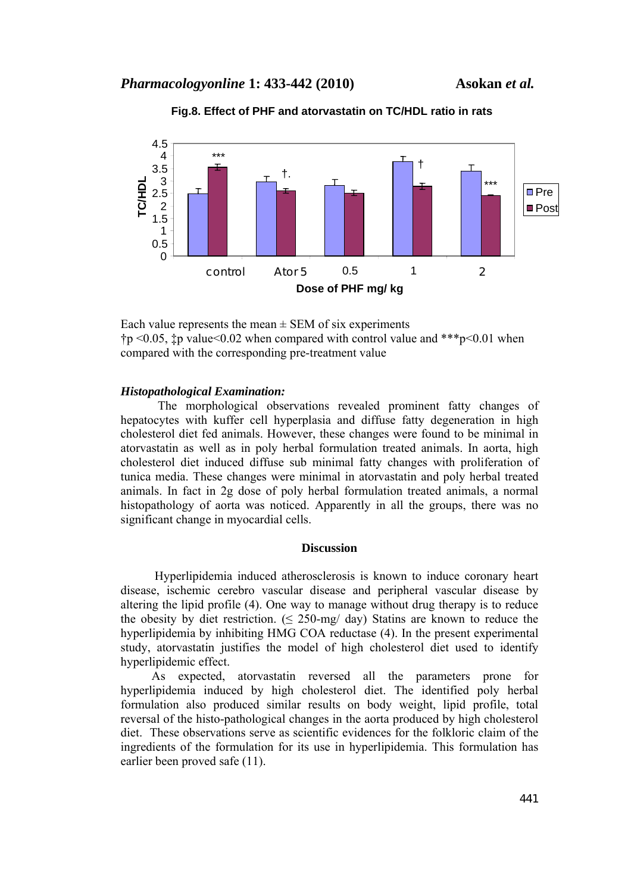**Fig.8. Effect of PHF and atorvastatin on TC/HDL ratio in rats**

Each value represents the mean ± SEM of six experiments

†p <0.05, ‡p value<0.02 when compared with control value and ***p<0.01 when compared with the corresponding pre-treatment value

### *Histopathological Examination:*

The morphological observations revealed prominent fatty changes of hepatocytes with kuffer cell hyperplasia and diffuse fatty degeneration in high cholesterol diet fed animals. However, these changes were found to be minimal in atorvastatin as well as in poly herbal formulation treated animals. In aorta, high cholesterol diet induced diffuse sub minimal fatty changes with proliferation of tunica media. These changes were minimal in atorvastatin and poly herbal treated animals. In fact in 2g dose of poly herbal formulation treated animals, a normal histopathology of aorta was noticed. Apparently in all the groups, there was no significant change in myocardial cells.

## Discussion

Hyperlipidemia induced atherosclerosis is known to induce coronary heart disease, ischemic cerebro vascular disease and peripheral vascular disease by altering the lipid profile (4). One way to manage without drug therapy is to reduce the obesity by diet restriction. (≤ 250-mg/ day) Statins are known to reduce the hyperlipidemia by inhibiting HMG COA reductase (4). In the present experimental study, atorvastatin justifies the model of high cholesterol diet used to identify hyperlipidemic effect.

As expected, atorvastatin reversed all the parameters prone for hyperlipidemia induced by high cholesterol diet. The identified poly herbal formulation also produced similar results on body weight, lipid profile, total reversal of the histo-pathological changes in the aorta produced by high cholesterol diet. These observations serve as scientific evidences for the folkloric claim of the ingredients of the formulation for its use in hyperlipidemia. This formulation has earlier been proved safe (11).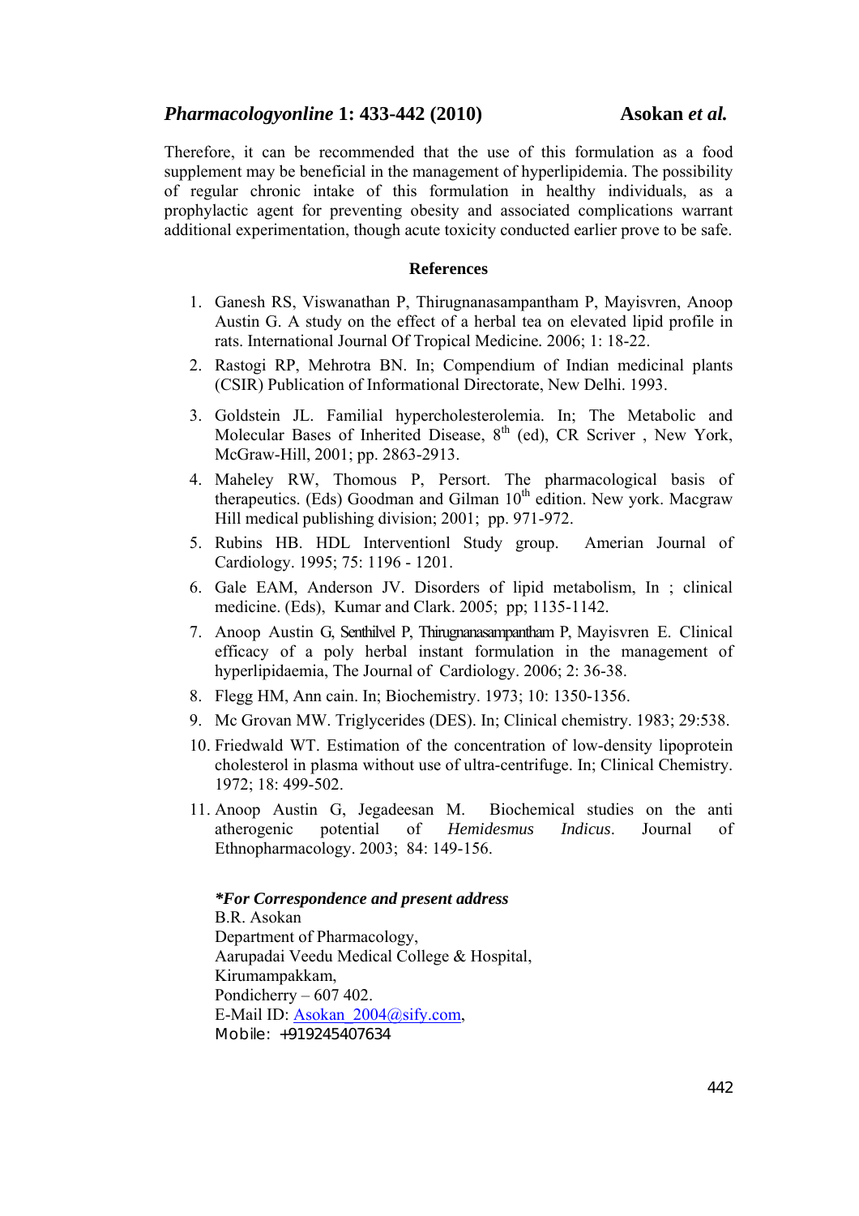Therefore, it can be recommended that the use of this formulation as a food supplement may be beneficial in the management of hyperlipidemia. The possibility of regular chronic intake of this formulation in healthy individuals, as a prophylactic agent for preventing obesity and associated complications warrant additional experimentation, though acute toxicity conducted earlier prove to be safe.

## References

1. Ganesh RS, Viswanathan P, Thirugnanasampantham P, Mayisvren, Anoop Austin G. A study on the effect of a herbal tea on elevated lipid profile in rats. International Journal Of Tropical Medicine. 2006; 1: 18-22.
2. Rastogi RP, Mehrotra BN. In; Compendium of Indian medicinal plants (CSIR) Publication of Informational Directorate, New Delhi. 1993.
3. Goldstein JL. Familial hypercholesterolemia. In; The Metabolic and Molecular Bases of Inherited Disease, 8th (ed), CR Scriver , New York, McGraw-Hill, 2001; pp. 2863-2913.
4. Maheley RW, Thomous P, Persort. The pharmacological basis of therapeutics. (Eds) Goodman and Gilman 10th edition. New york. Macgraw Hill medical publishing division; 2001; pp. 971-972.
5. Rubins HB. HDL Interventionl Study group. Amerian Journal of Cardiology. 1995; 75: 1196 - 1201.
6. Gale EAM, Anderson JV. Disorders of lipid metabolism, In ; clinical medicine. (Eds), Kumar and Clark. 2005; pp; 1135-1142.
7. Anoop Austin G, Senthilvel P, Thirugnanasampantham P, Mayisvren E. Clinical efficacy of a poly herbal instant formulation in the management of hyperlipidaemia, The Journal of Cardiology. 2006; 2: 36-38.
8. Flegg HM, Ann cain. In; Biochemistry. 1973; 10: 1350-1356.
9. Mc Grovan MW. Triglycerides (DES). In; Clinical chemistry. 1983; 29:538.
10. Friedwald WT. Estimation of the concentration of low-density lipoprotein cholesterol in plasma without use of ultra-centrifuge. In; Clinical Chemistry. 1972; 18: 499-502.
11. Anoop Austin G, Jegadeesan M. Biochemical studies on the anti atherogenic potential of *Hemidesmus Indicus*. Journal of Ethnopharmacology. 2003; 84: 149-156.

***For Correspondence and present address**  
B.R. Asokan  
Department of Pharmacology,  
Aarupadai Veedu Medical College & Hospital,  
Kirumampakkam,  
Pondicherry – 607 402.  
E-Mail ID: Asokan_2004@sify.com,  
Mobile: +919245407634